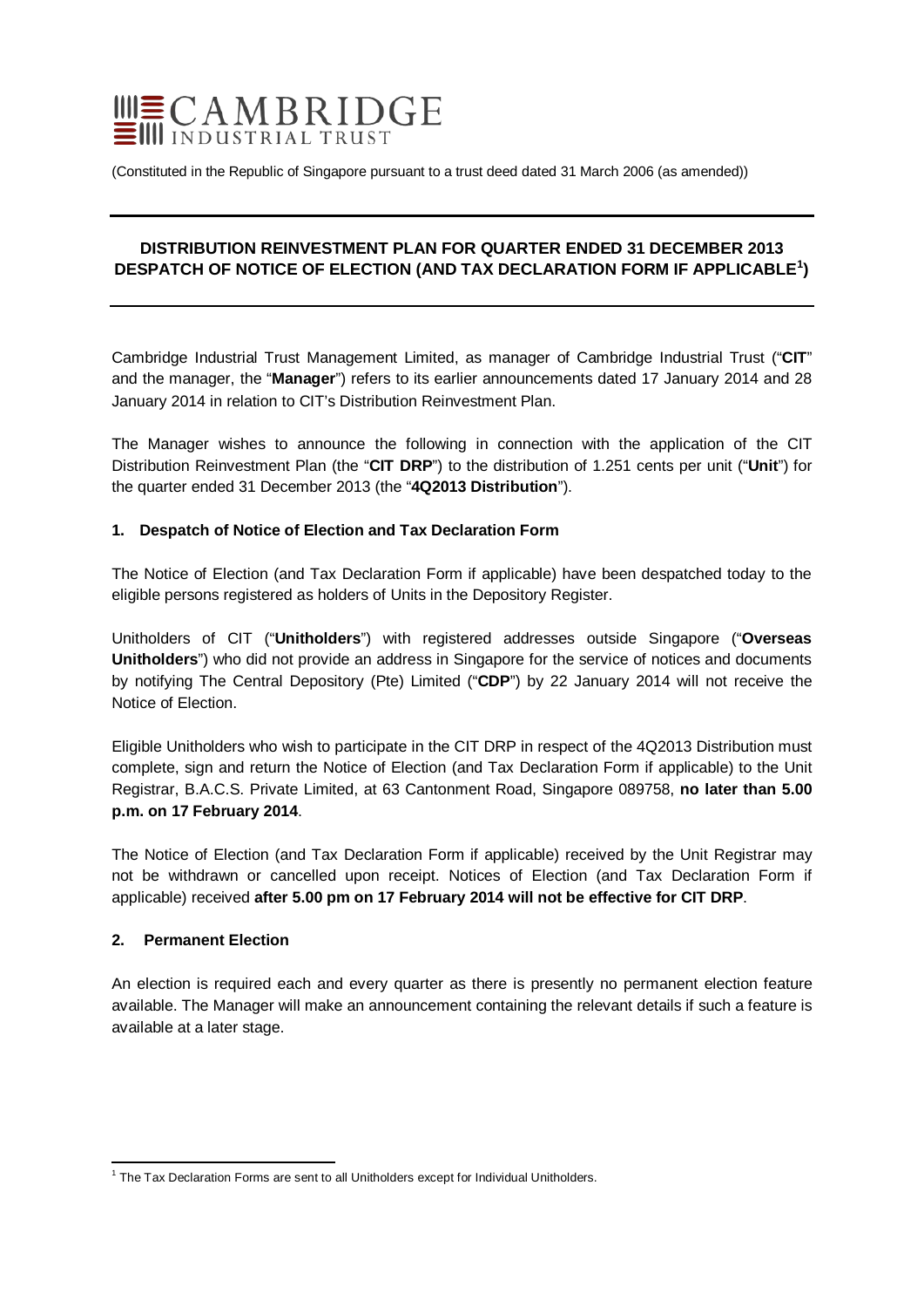# CAMBRIDGE INDUSTRIAL TRUST

(Constituted in the Republic of Singapore pursuant to a trust deed dated 31 March 2006 (as amended))

---

**DISTRIBUTION REINVESTMENT PLAN FOR QUARTER ENDED 31 DECEMBER 2013 DESPATCH OF NOTICE OF ELECTION (AND TAX DECLARATION FORM IF APPLICABLE[1])**

---

Cambridge Industrial Trust Management Limited, as manager of Cambridge Industrial Trust ("**CIT**" and the manager, the "**Manager**") refers to its earlier announcements dated 17 January 2014 and 28 January 2014 in relation to CIT's Distribution Reinvestment Plan.

The Manager wishes to announce the following in connection with the application of the CIT Distribution Reinvestment Plan (the "**CIT DRP**") to the distribution of 1.251 cents per unit ("**Unit**") for the quarter ended 31 December 2013 (the "**4Q2013 Distribution**").

**1. Despatch of Notice of Election and Tax Declaration Form**

The Notice of Election (and Tax Declaration Form if applicable) have been despatched today to the eligible persons registered as holders of Units in the Depository Register.

Unitholders of CIT ("**Unitholders**") with registered addresses outside Singapore ("**Overseas Unitholders**") who did not provide an address in Singapore for the service of notices and documents by notifying The Central Depository (Pte) Limited ("**CDP**") by 22 January 2014 will not receive the Notice of Election.

Eligible Unitholders who wish to participate in the CIT DRP in respect of the 4Q2013 Distribution must complete, sign and return the Notice of Election (and Tax Declaration Form if applicable) to the Unit Registrar, B.A.C.S. Private Limited, at 63 Cantonment Road, Singapore 089758, **no later than 5.00 p.m. on 17 February 2014**.

The Notice of Election (and Tax Declaration Form if applicable) received by the Unit Registrar may not be withdrawn or cancelled upon receipt. Notices of Election (and Tax Declaration Form if applicable) received **after 5.00 pm on 17 February 2014 will not be effective for CIT DRP**.

**2. Permanent Election**

An election is required each and every quarter as there is presently no permanent election feature available. The Manager will make an announcement containing the relevant details if such a feature is available at a later stage.

---

[1] The Tax Declaration Forms are sent to all Unitholders except for Individual Unitholders.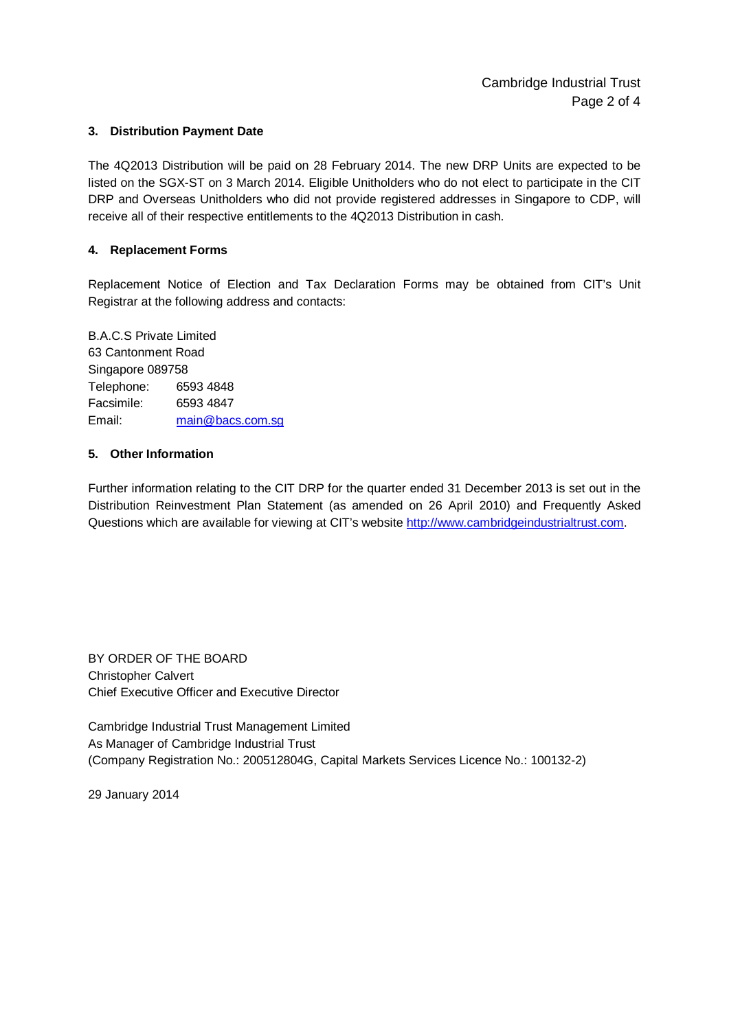### 3. Distribution Payment Date

The 4Q2013 Distribution will be paid on 28 February 2014. The new DRP Units are expected to be listed on the SGX-ST on 3 March 2014. Eligible Unitholders who do not elect to participate in the CIT DRP and Overseas Unitholders who did not provide registered addresses in Singapore to CDP, will receive all of their respective entitlements to the 4Q2013 Distribution in cash.

### 4. Replacement Forms

Replacement Notice of Election and Tax Declaration Forms may be obtained from CIT's Unit Registrar at the following address and contacts:

B.A.C.S Private Limited
63 Cantonment Road
Singapore 089758
Telephone: 6593 4848
Facsimile: 6593 4847
Email: main@bacs.com.sg

### 5. Other Information

Further information relating to the CIT DRP for the quarter ended 31 December 2013 is set out in the Distribution Reinvestment Plan Statement (as amended on 26 April 2010) and Frequently Asked Questions which are available for viewing at CIT's website http://www.cambridgeindustrialtrust.com.

BY ORDER OF THE BOARD
Christopher Calvert
Chief Executive Officer and Executive Director

Cambridge Industrial Trust Management Limited
As Manager of Cambridge Industrial Trust
(Company Registration No.: 200512804G, Capital Markets Services Licence No.: 100132-2)

29 January 2014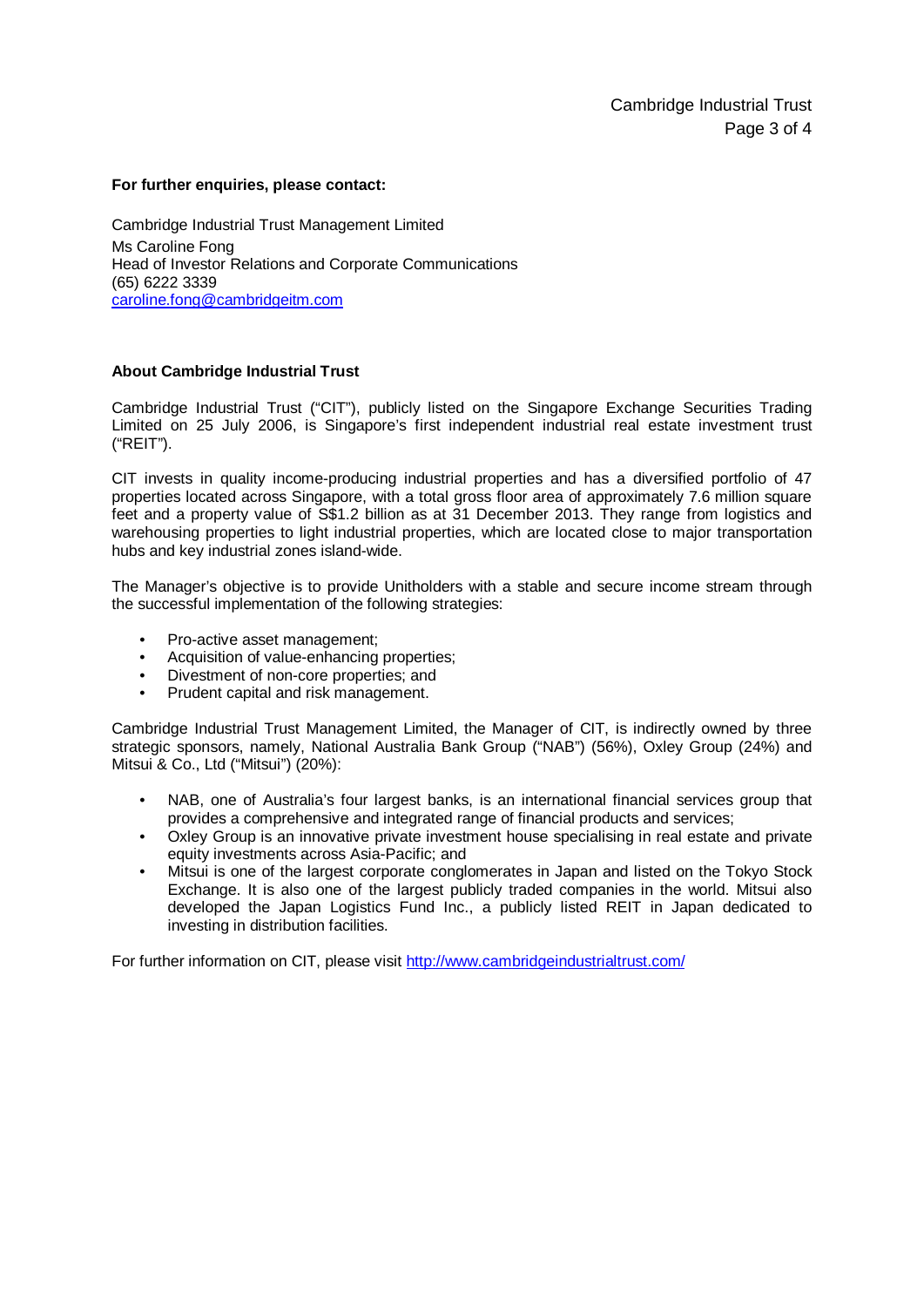**For further enquiries, please contact:**

Cambridge Industrial Trust Management Limited
Ms Caroline Fong
Head of Investor Relations and Corporate Communications
(65) 6222 3339
caroline.fong@cambridgeitm.com

**About Cambridge Industrial Trust**

Cambridge Industrial Trust ("CIT"), publicly listed on the Singapore Exchange Securities Trading Limited on 25 July 2006, is Singapore's first independent industrial real estate investment trust ("REIT").

CIT invests in quality income-producing industrial properties and has a diversified portfolio of 47 properties located across Singapore, with a total gross floor area of approximately 7.6 million square feet and a property value of S$1.2 billion as at 31 December 2013. They range from logistics and warehousing properties to light industrial properties, which are located close to major transportation hubs and key industrial zones island-wide.

The Manager's objective is to provide Unitholders with a stable and secure income stream through the successful implementation of the following strategies:

- Pro-active asset management;
- Acquisition of value-enhancing properties;
- Divestment of non-core properties; and
- Prudent capital and risk management.

Cambridge Industrial Trust Management Limited, the Manager of CIT, is indirectly owned by three strategic sponsors, namely, National Australia Bank Group ("NAB") (56%), Oxley Group (24%) and Mitsui & Co., Ltd ("Mitsui") (20%):

- NAB, one of Australia's four largest banks, is an international financial services group that provides a comprehensive and integrated range of financial products and services;
- Oxley Group is an innovative private investment house specialising in real estate and private equity investments across Asia-Pacific; and
- Mitsui is one of the largest corporate conglomerates in Japan and listed on the Tokyo Stock Exchange. It is also one of the largest publicly traded companies in the world. Mitsui also developed the Japan Logistics Fund Inc., a publicly listed REIT in Japan dedicated to investing in distribution facilities.

For further information on CIT, please visit http://www.cambridgeindustrialtrust.com/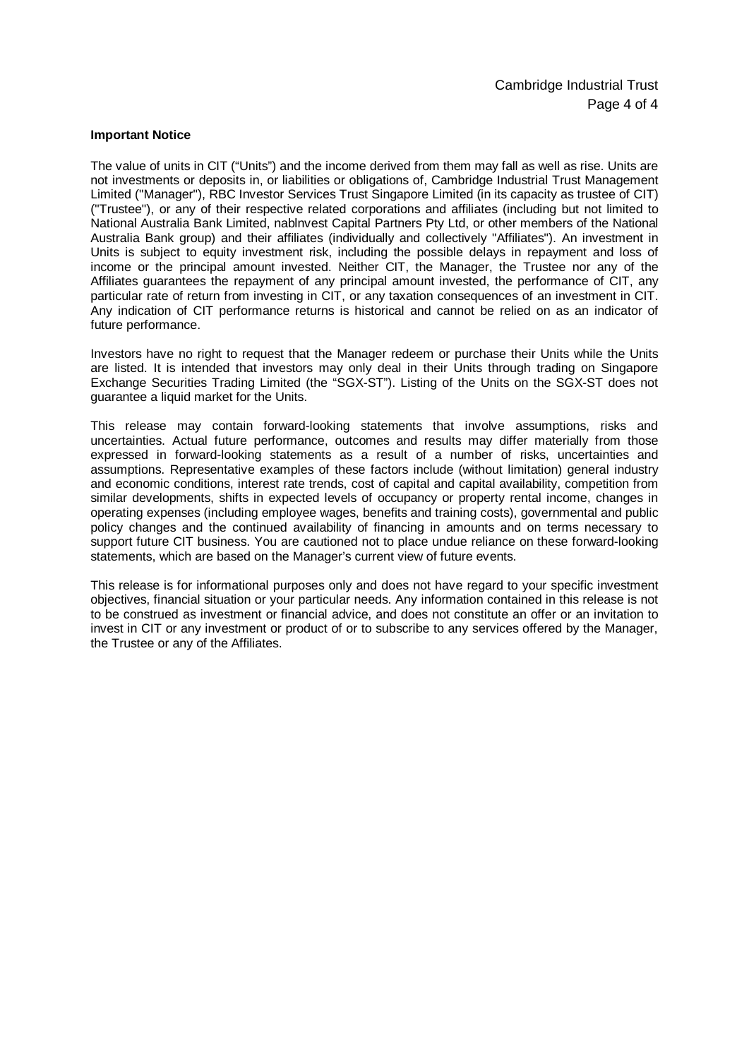**Important Notice**

The value of units in CIT ("Units") and the income derived from them may fall as well as rise. Units are not investments or deposits in, or liabilities or obligations of, Cambridge Industrial Trust Management Limited ("Manager"), RBC Investor Services Trust Singapore Limited (in its capacity as trustee of CIT) ("Trustee"), or any of their respective related corporations and affiliates (including but not limited to National Australia Bank Limited, nabInvest Capital Partners Pty Ltd, or other members of the National Australia Bank group) and their affiliates (individually and collectively "Affiliates"). An investment in Units is subject to equity investment risk, including the possible delays in repayment and loss of income or the principal amount invested. Neither CIT, the Manager, the Trustee nor any of the Affiliates guarantees the repayment of any principal amount invested, the performance of CIT, any particular rate of return from investing in CIT, or any taxation consequences of an investment in CIT. Any indication of CIT performance returns is historical and cannot be relied on as an indicator of future performance.

Investors have no right to request that the Manager redeem or purchase their Units while the Units are listed. It is intended that investors may only deal in their Units through trading on Singapore Exchange Securities Trading Limited (the "SGX-ST"). Listing of the Units on the SGX-ST does not guarantee a liquid market for the Units.

This release may contain forward-looking statements that involve assumptions, risks and uncertainties. Actual future performance, outcomes and results may differ materially from those expressed in forward-looking statements as a result of a number of risks, uncertainties and assumptions. Representative examples of these factors include (without limitation) general industry and economic conditions, interest rate trends, cost of capital and capital availability, competition from similar developments, shifts in expected levels of occupancy or property rental income, changes in operating expenses (including employee wages, benefits and training costs), governmental and public policy changes and the continued availability of financing in amounts and on terms necessary to support future CIT business. You are cautioned not to place undue reliance on these forward-looking statements, which are based on the Manager's current view of future events.

This release is for informational purposes only and does not have regard to your specific investment objectives, financial situation or your particular needs. Any information contained in this release is not to be construed as investment or financial advice, and does not constitute an offer or an invitation to invest in CIT or any investment or product of or to subscribe to any services offered by the Manager, the Trustee or any of the Affiliates.